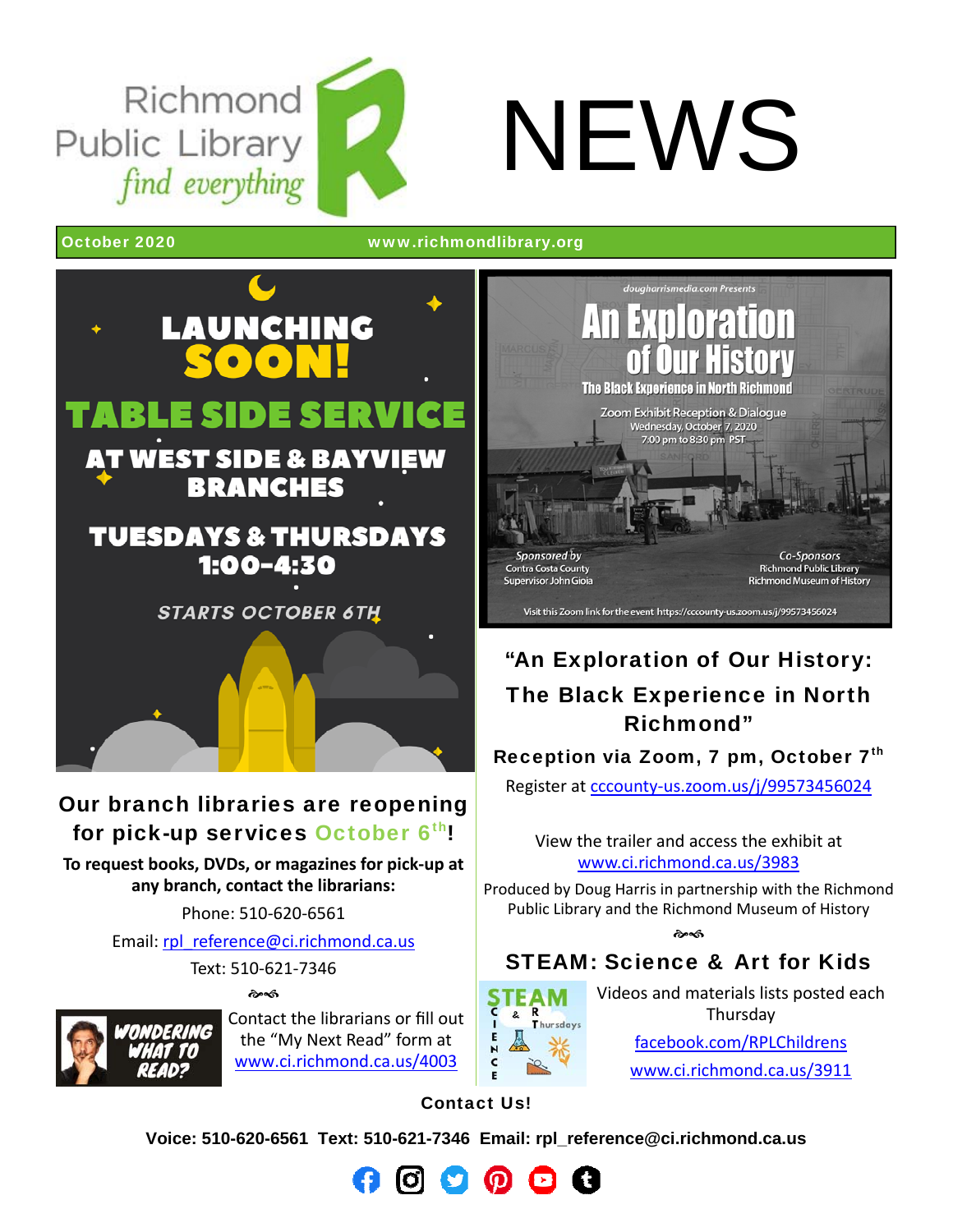# Richmond Public Library NEWS

*find everything*

**October 2020** www.richmondlibrary.org

## LAUNCHING SOON! TABLE SIDE SERVICE

AT WEST SIDE & BAYVIEW BRANCHES

TUESDAYS & THURSDAYS 1:00-4:30

STARTS OCTOBER 6TH

### Our branch libraries are reopening for pick-up services October 6th!

**To request books, DVDs, or magazines for pick-up at any branch, contact the librarians:**

Phone: 510-620-6561

Email: rpl_reference@ci.richmond.ca.us

Text: 510-621-7346

WONDERING WHAT TO READ?

Contact the librarians or fill out the "My Next Read" form at www.ci.richmond.ca.us/4003

dougharrismedia.com Presents

An Exploration of Our History

The Black Experience in North Richmond

Zoom Exhibit Reception & Dialogue
Wednesday, October 7, 2020
7:00 pm to 8:30 pm PST

Sponsored by
Contra Costa County
Supervisor John Gioia

Co-Sponsors
Richmond Public Library
Richmond Museum of History

Visit this Zoom link for the event https://cccounty-us.zoom.us/j/99573456024

### "An Exploration of Our History: The Black Experience in North Richmond"

**Reception via Zoom, 7 pm, October 7th**

Register at cccounty-us.zoom.us/j/99573456024

View the trailer and access the exhibit at www.ci.richmond.ca.us/3983

Produced by Doug Harris in partnership with the Richmond Public Library and the Richmond Museum of History

### STEAM: Science & Art for Kids

STEAM Thursdays

Videos and materials lists posted each Thursday

facebook.com/RPLChildrens

www.ci.richmond.ca.us/3911

**Contact Us!**

**Voice: 510-620-6561 Text: 510-621-7346 Email: rpl_reference@ci.richmond.ca.us**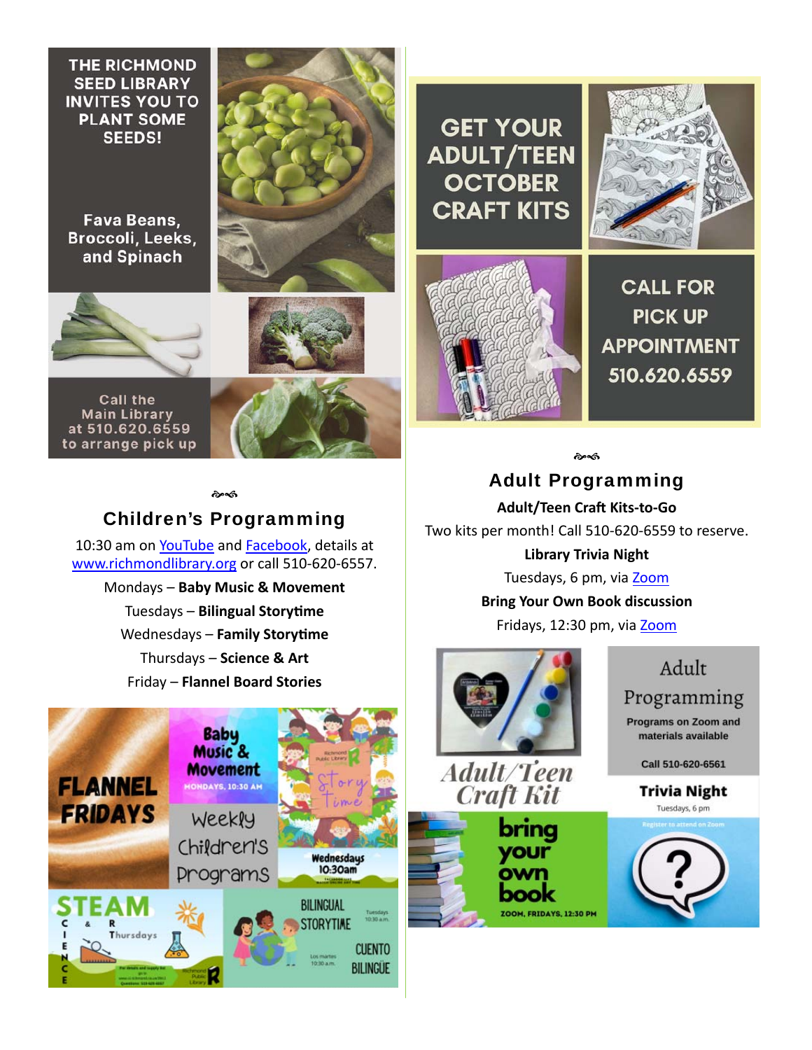THE RICHMOND SEED LIBRARY INVITES YOU TO PLANT SOME SEEDS!

Fava Beans, Broccoli, Leeks, and Spinach

Call the Main Library at 510.620.6559 to arrange pick up

GET YOUR ADULT/TEEN OCTOBER CRAFT KITS

CALL FOR PICK UP APPOINTMENT 510.620.6559

## Children's Programming

10:30 am on YouTube and Facebook, details at www.richmondlibrary.org or call 510-620-6557.

Mondays – **Baby Music & Movement**

Tuesdays – **Bilingual Storytime**

Wednesdays – **Family Storytime**

Thursdays – **Science & Art**

Friday – **Flannel Board Stories**

## Adult Programming

**Adult/Teen Craft Kits-to-Go**

Two kits per month! Call 510-620-6559 to reserve.

**Library Trivia Night**

Tuesdays, 6 pm, via Zoom

**Bring Your Own Book discussion**

Fridays, 12:30 pm, via Zoom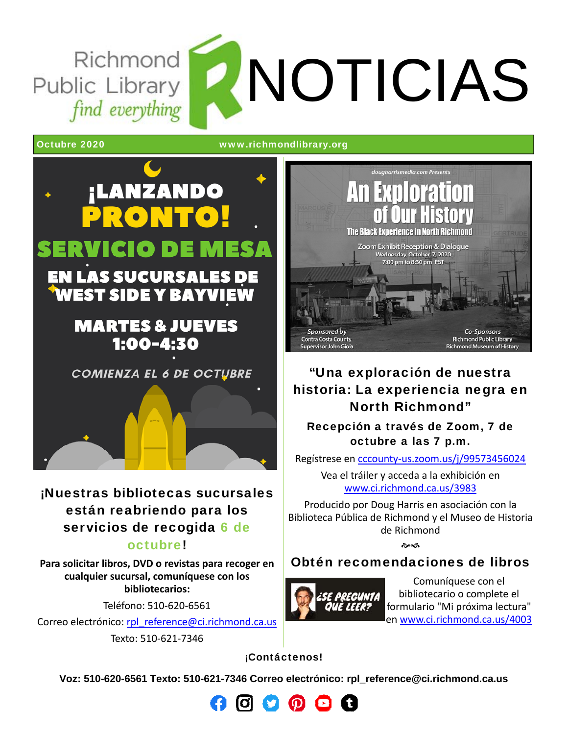# Richmond Public Library *find everything* NOTICIAS

**Octubre 2020** www.richmondlibrary.org

¡LANZANDO PRONTO!

SERVICIO DE MESA

EN LAS SUCURSALES DE WEST SIDE Y BAYVIEW

MARTES & JUEVES 1:00-4:30

COMIENZA EL 6 DE OCTUBRE

### ¡Nuestras bibliotecas sucursales están reabriendo para los servicios de recogida 6 de octubre!

**Para solicitar libros, DVD o revistas para recoger en cualquier sucursal, comuníquese con los bibliotecarios:**

Teléfono: 510-620-6561

Correo electrónico: rpl_reference@ci.richmond.ca.us

Texto: 510-621-7346

dougharrismedia.com Presents

An Exploration of Our History

The Black Experience in North Richmond

Zoom Exhibit Reception & Dialogue
Wednesday, October 7, 2020
7:00 pm to 8:30 pm PST

Sponsored by Contra Costa County Supervisor John Gioia

Co-Sponsors Richmond Public Library Richmond Museum of History

### "Una exploración de nuestra historia: La experiencia negra en North Richmond"

**Recepción a través de Zoom, 7 de octubre a las 7 p.m.**

Regístrese en cccounty-us.zoom.us/j/99573456024

Vea el tráiler y acceda a la exhibición en www.ci.richmond.ca.us/3983

Producido por Doug Harris en asociación con la Biblioteca Pública de Richmond y el Museo de Historia de Richmond

### Obtén recomendaciones de libros

¿SE PREGUNTA QUÉ LEER?

Comuníquese con el bibliotecario o complete el formulario "Mi próxima lectura" en www.ci.richmond.ca.us/4003

**¡Contáctenos!**

**Voz: 510-620-6561 Texto: 510-621-7346 Correo electrónico: rpl_reference@ci.richmond.ca.us**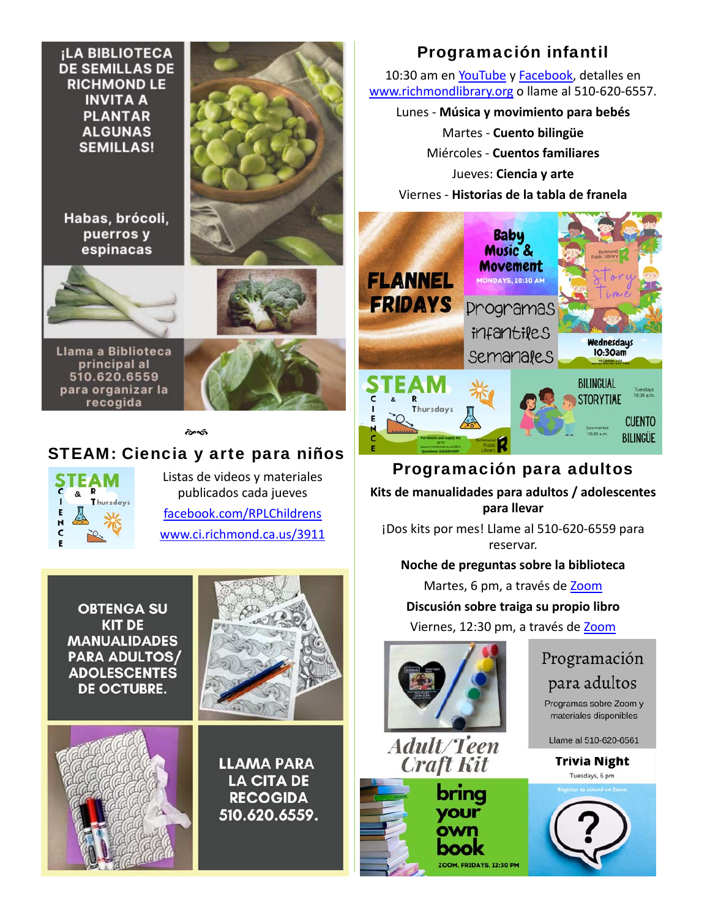¡LA BIBLIOTECA DE SEMILLAS DE RICHMOND LE INVITA A PLANTAR ALGUNAS SEMILLAS!

Habas, brócoli, puerros y espinacas

Llama a Biblioteca principal al 510.620.6559 para organizar la recogida

## STEAM: Ciencia y arte para niños

Listas de videos y materiales publicados cada jueves

facebook.com/RPLChildrens

www.ci.richmond.ca.us/3911

OBTENGA SU KIT DE MANUALIDADES PARA ADULTOS/ ADOLESCENTES DE OCTUBRE.

LLAMA PARA LA CITA DE RECOGIDA 510.620.6559.

## Programación infantil

10:30 am en YouTube y Facebook, detalles en www.richmondlibrary.org o llame al 510-620-6557.

Lunes - **Música y movimiento para bebés**

Martes - **Cuento bilingüe**

Miércoles - **Cuentos familiares**

Jueves: **Ciencia y arte**

Viernes - **Historias de la tabla de franela**

FLANNEL FRIDAYS

Baby Music & Movement

MONDAYS, 10:30 AM

Programas infantiles semanales

Story Time

Wednesdays 10:30am

STEAM Thursdays

BILINGUAL STORYTIME

Tuesdays 10:30 a.m.

CUENTO BILINGÜE

Los martes 10:30 a.m.

## Programación para adultos

**Kits de manualidades para adultos / adolescentes para llevar**

¡Dos kits por mes! Llame al 510-620-6559 para reservar.

**Noche de preguntas sobre la biblioteca**

Martes, 6 pm, a través de Zoom

**Discusión sobre traiga su propio libro**

Viernes, 12:30 pm, a través de Zoom

Adult/Teen Craft Kit

Programación para adultos

Programas sobre Zoom y materiales disponibles

Llame al 510-620-6561

**Trivia Night**

Tuesdays, 6 pm

Register to attend on Zoom

bring your own book

ZOOM, FRIDAYS, 12:30 PM